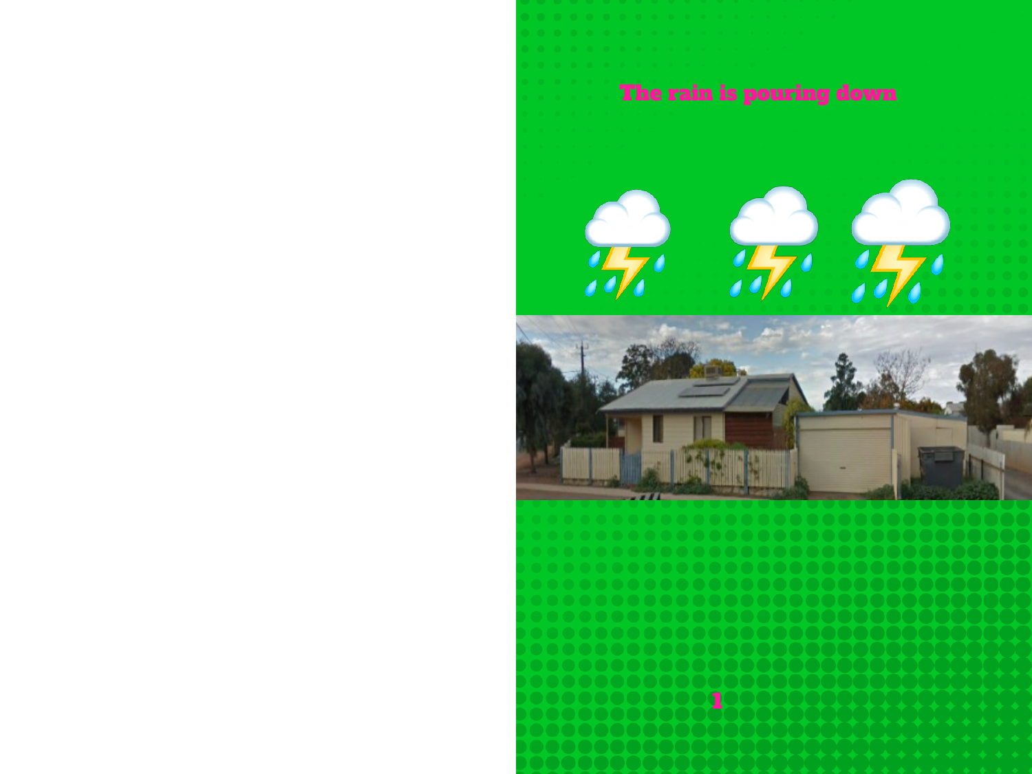The rain is pouring down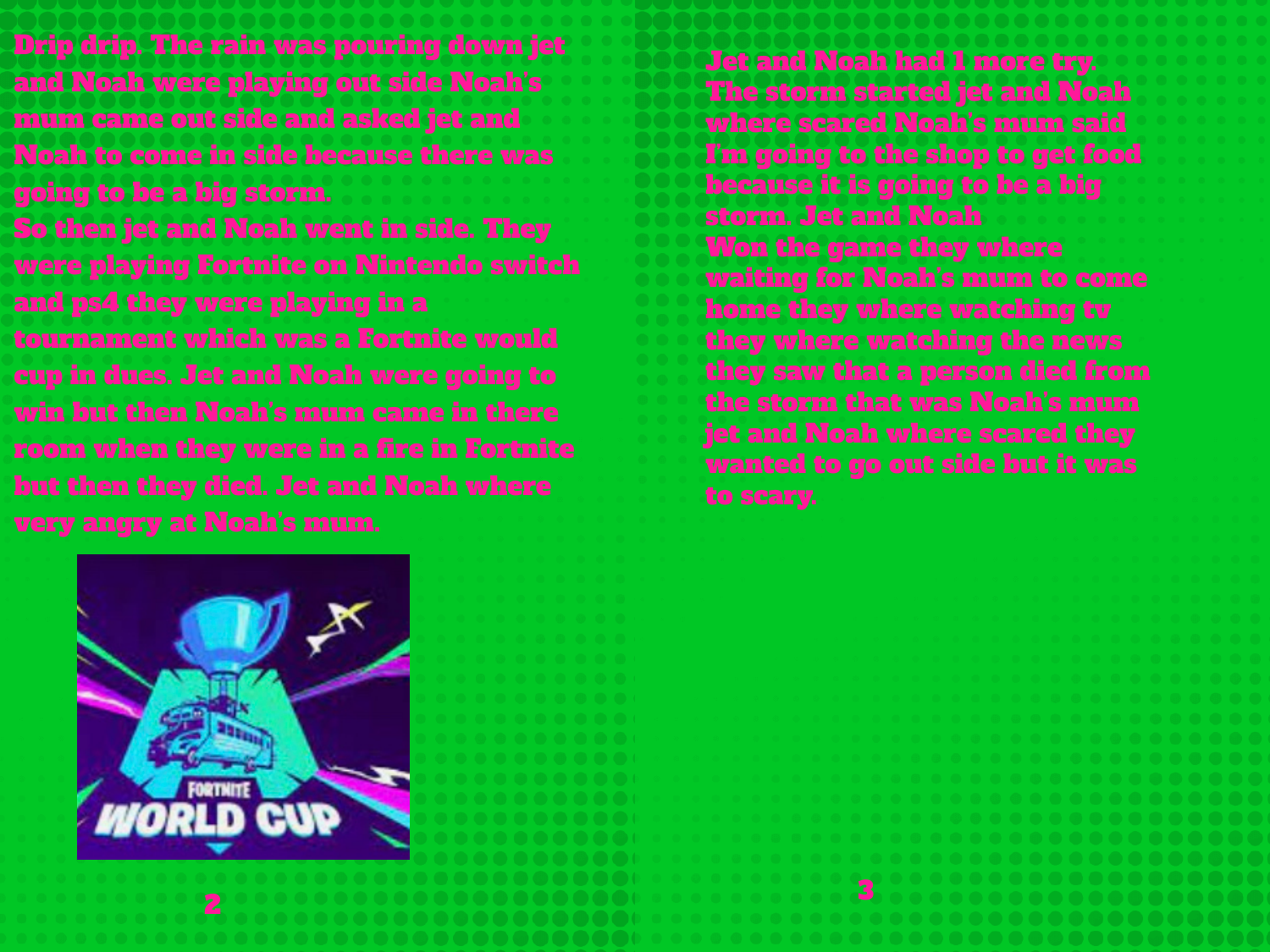Drip drip. The rain was pouring down jet and Noah were playing out side Noah's mum came out side and asked jet and Noah to come in side because there was going to be a big storm.

So then jet and Noah went in side. They were playing Fortnite on Nintendo switch and ps4 they were playing in a tournament which was a Fortnite would cup in dues. Jet and Noah were going to win but then Noah's mum came in there room when they were in a fire in Fortnite but then they died. Jet and Noah where very angry at Noah's mum.

Jet and Noah had 1 more try. The storm started jet and Noah where scared Noah's mum said I'm going to the shop to get food because it is going to be a big storm. Jet and Noah

Won the game they where waiting for Noah's mum to come home they where watching tv they where watching the news they saw that a person died from the storm that was Noah's mum jet and Noah where scared they wanted to go out side but it was to scary.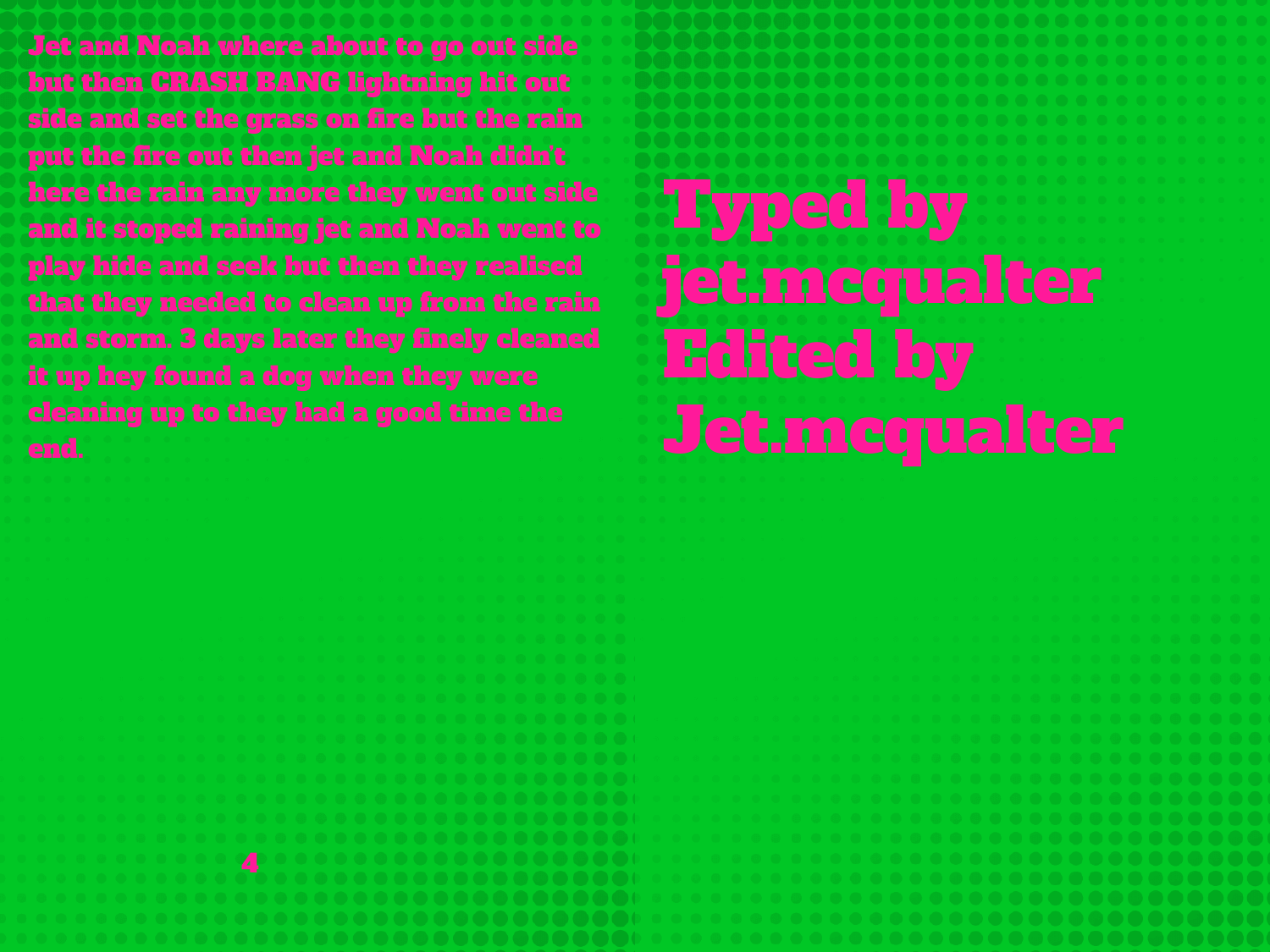Jet and Noah where about to go out side but then CRASH BANG lightning hit out side and set the grass on fire but the rain put the fire out then jet and Noah didn't here the rain any more they went out side and it stoped raining jet and Noah went to play hide and seek but then they realised that they needed to clean up from the rain and storm. 3 days later they finely cleaned it up hey found a dog when they were cleaning up to they had a good time the end.

# Typed by jet.mcqualter Edited by Jet.mcqualter